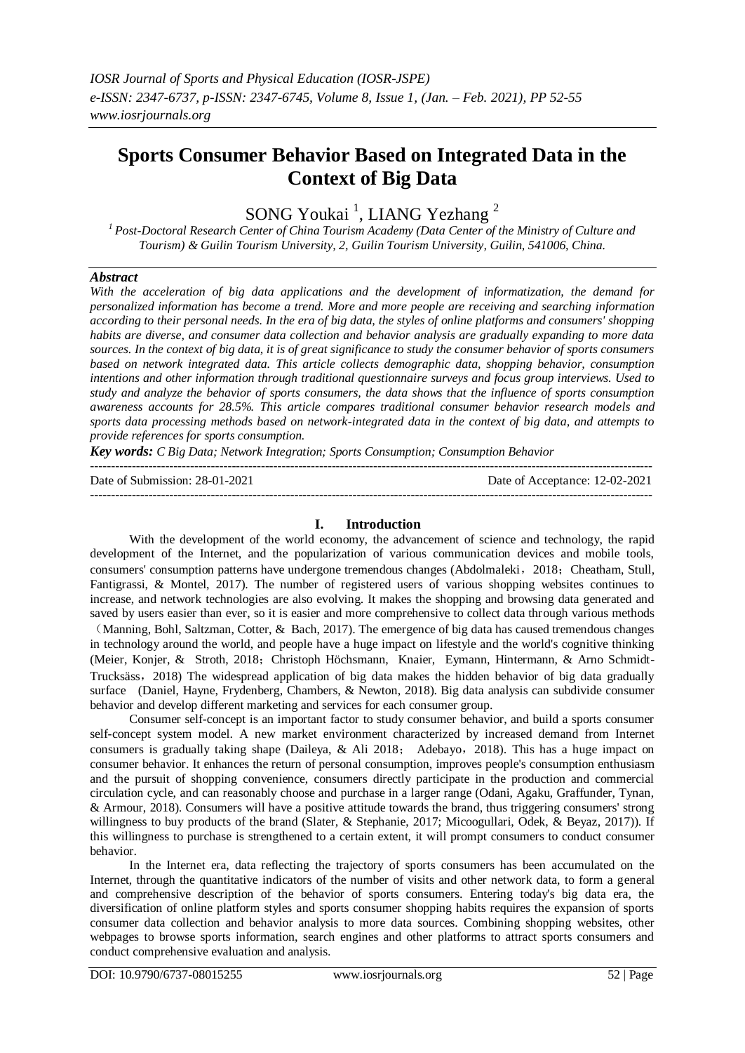# Sports Consumer Behavior Based on Integrated Data in the Context of Big Data

SONG Youkai [1], LIANG Yezhang [2]

[1] *Post-Doctoral Research Center of China Tourism Academy (Data Center of the Ministry of Culture and Tourism) & Guilin Tourism University, 2, Guilin Tourism University, Guilin, 541006, China.*

## Abstract

*With the acceleration of big data applications and the development of informatization, the demand for personalized information has become a trend. More and more people are receiving and searching information according to their personal needs. In the era of big data, the styles of online platforms and consumers' shopping habits are diverse, and consumer data collection and behavior analysis are gradually expanding to more data sources. In the context of big data, it is of great significance to study the consumer behavior of sports consumers based on network integrated data. This article collects demographic data, shopping behavior, consumption intentions and other information through traditional questionnaire surveys and focus group interviews. Used to study and analyze the behavior of sports consumers, the data shows that the influence of sports consumption awareness accounts for 28.5%. This article compares traditional consumer behavior research models and sports data processing methods based on network-integrated data in the context of big data, and attempts to provide references for sports consumption.*

***Key words:*** *C Big Data; Network Integration; Sports Consumption; Consumption Behavior*

---

Date of Submission: 28-01-2021 Date of Acceptance: 12-02-2021

---

## I. Introduction

With the development of the world economy, the advancement of science and technology, the rapid development of the Internet, and the popularization of various communication devices and mobile tools, consumers' consumption patterns have undergone tremendous changes (Abdolmaleki，2018；Cheatham, Stull, Fantigrassi, & Montel, 2017). The number of registered users of various shopping websites continues to increase, and network technologies are also evolving. It makes the shopping and browsing data generated and saved by users easier than ever, so it is easier and more comprehensive to collect data through various methods （Manning, Bohl, Saltzman, Cotter, & Bach, 2017). The emergence of big data has caused tremendous changes in technology around the world, and people have a huge impact on lifestyle and the world's cognitive thinking (Meier, Konjer, & Stroth, 2018；Christoph Höchsmann, Knaier, Eymann, Hintermann, & Arno Schmidt-Trucksäss，2018) The widespread application of big data makes the hidden behavior of big data gradually surface (Daniel, Hayne, Frydenberg, Chambers, & Newton, 2018). Big data analysis can subdivide consumer behavior and develop different marketing and services for each consumer group.

Consumer self-concept is an important factor to study consumer behavior, and build a sports consumer self-concept system model. A new market environment characterized by increased demand from Internet consumers is gradually taking shape (Daileya, & Ali 2018； Adebayo，2018). This has a huge impact on consumer behavior. It enhances the return of personal consumption, improves people's consumption enthusiasm and the pursuit of shopping convenience, consumers directly participate in the production and commercial circulation cycle, and can reasonably choose and purchase in a larger range (Odani, Agaku, Graffunder, Tynan, & Armour, 2018). Consumers will have a positive attitude towards the brand, thus triggering consumers' strong willingness to buy products of the brand (Slater, & Stephanie, 2017; Micoogullari, Odek, & Beyaz, 2017)). If this willingness to purchase is strengthened to a certain extent, it will prompt consumers to conduct consumer behavior.

In the Internet era, data reflecting the trajectory of sports consumers has been accumulated on the Internet, through the quantitative indicators of the number of visits and other network data, to form a general and comprehensive description of the behavior of sports consumers. Entering today's big data era, the diversification of online platform styles and sports consumer shopping habits requires the expansion of sports consumer data collection and behavior analysis to more data sources. Combining shopping websites, other webpages to browse sports information, search engines and other platforms to attract sports consumers and conduct comprehensive evaluation and analysis.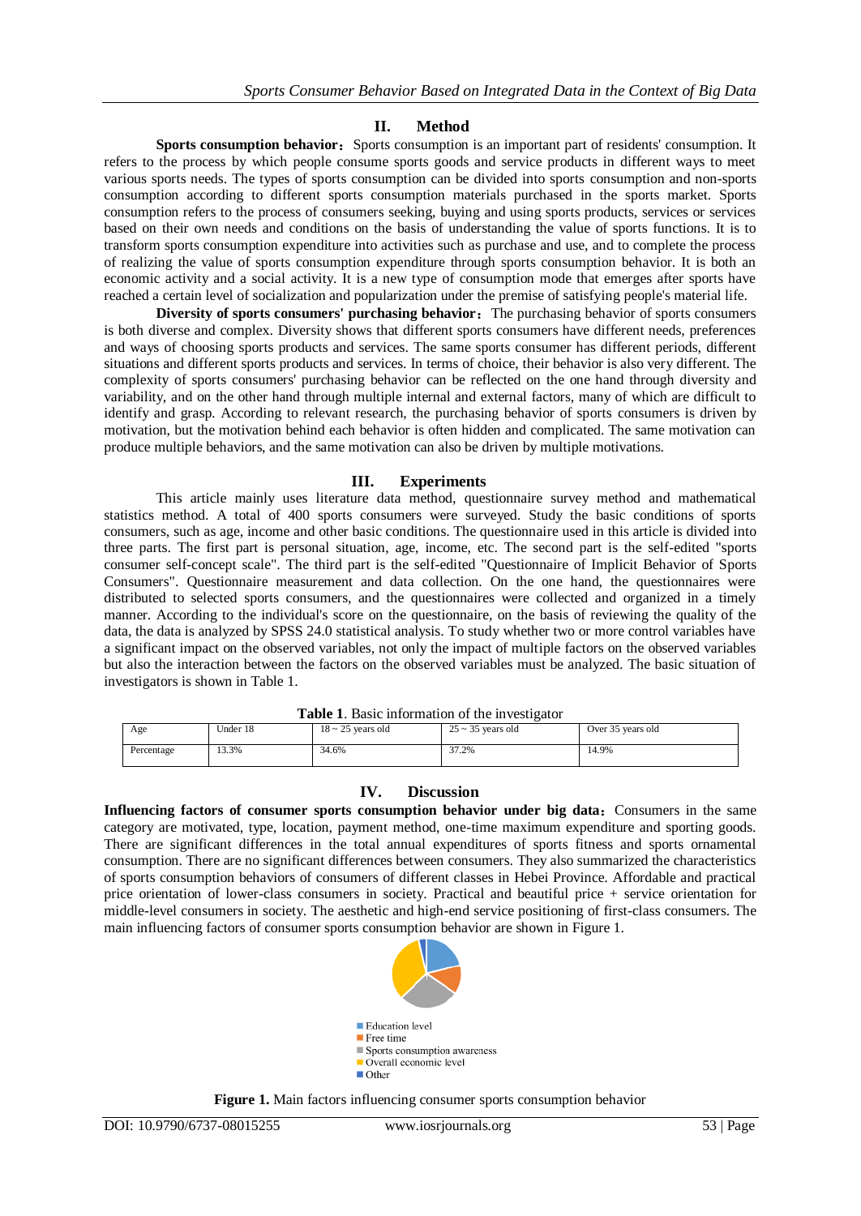## II. Method

**Sports consumption behavior**：Sports consumption is an important part of residents' consumption. It refers to the process by which people consume sports goods and service products in different ways to meet various sports needs. The types of sports consumption can be divided into sports consumption and non-sports consumption according to different sports consumption materials purchased in the sports market. Sports consumption refers to the process of consumers seeking, buying and using sports products, services or services based on their own needs and conditions on the basis of understanding the value of sports functions. It is to transform sports consumption expenditure into activities such as purchase and use, and to complete the process of realizing the value of sports consumption expenditure through sports consumption behavior. It is both an economic activity and a social activity. It is a new type of consumption mode that emerges after sports have reached a certain level of socialization and popularization under the premise of satisfying people's material life.

**Diversity of sports consumers' purchasing behavior**：The purchasing behavior of sports consumers is both diverse and complex. Diversity shows that different sports consumers have different needs, preferences and ways of choosing sports products and services. The same sports consumer has different periods, different situations and different sports products and services. In terms of choice, their behavior is also very different. The complexity of sports consumers' purchasing behavior can be reflected on the one hand through diversity and variability, and on the other hand through multiple internal and external factors, many of which are difficult to identify and grasp. According to relevant research, the purchasing behavior of sports consumers is driven by motivation, but the motivation behind each behavior is often hidden and complicated. The same motivation can produce multiple behaviors, and the same motivation can also be driven by multiple motivations.

## III. Experiments

This article mainly uses literature data method, questionnaire survey method and mathematical statistics method. A total of 400 sports consumers were surveyed. Study the basic conditions of sports consumers, such as age, income and other basic conditions. The questionnaire used in this article is divided into three parts. The first part is personal situation, age, income, etc. The second part is the self-edited "sports consumer self-concept scale". The third part is the self-edited "Questionnaire of Implicit Behavior of Sports Consumers". Questionnaire measurement and data collection. On the one hand, the questionnaires were distributed to selected sports consumers, and the questionnaires were collected and organized in a timely manner. According to the individual's score on the questionnaire, on the basis of reviewing the quality of the data, the data is analyzed by SPSS 24.0 statistical analysis. To study whether two or more control variables have a significant impact on the observed variables, not only the impact of multiple factors on the observed variables but also the interaction between the factors on the observed variables must be analyzed. The basic situation of investigators is shown in Table 1.

**Table 1**. Basic information of the investigator

| Age | Under 18 | 18 ~ 25 years old | 25 ~ 35 years old | Over 35 years old |
|---|---|---|---|---|
| Percentage | 13.3% | 34.6% | 37.2% | 14.9% |

## IV. Discussion

**Influencing factors of consumer sports consumption behavior under big data**：Consumers in the same category are motivated, type, location, payment method, one-time maximum expenditure and sporting goods. There are significant differences in the total annual expenditures of sports fitness and sports ornamental consumption. There are no significant differences between consumers. They also summarized the characteristics of sports consumption behaviors of consumers of different classes in Hebei Province. Affordable and practical price orientation of lower-class consumers in society. Practical and beautiful price + service orientation for middle-level consumers in society. The aesthetic and high-end service positioning of first-class consumers. The main influencing factors of consumer sports consumption behavior are shown in Figure 1.

- Education level
- Free time
- Sports consumption awareness
- Overall economic level
- Other

**Figure 1.** Main factors influencing consumer sports consumption behavior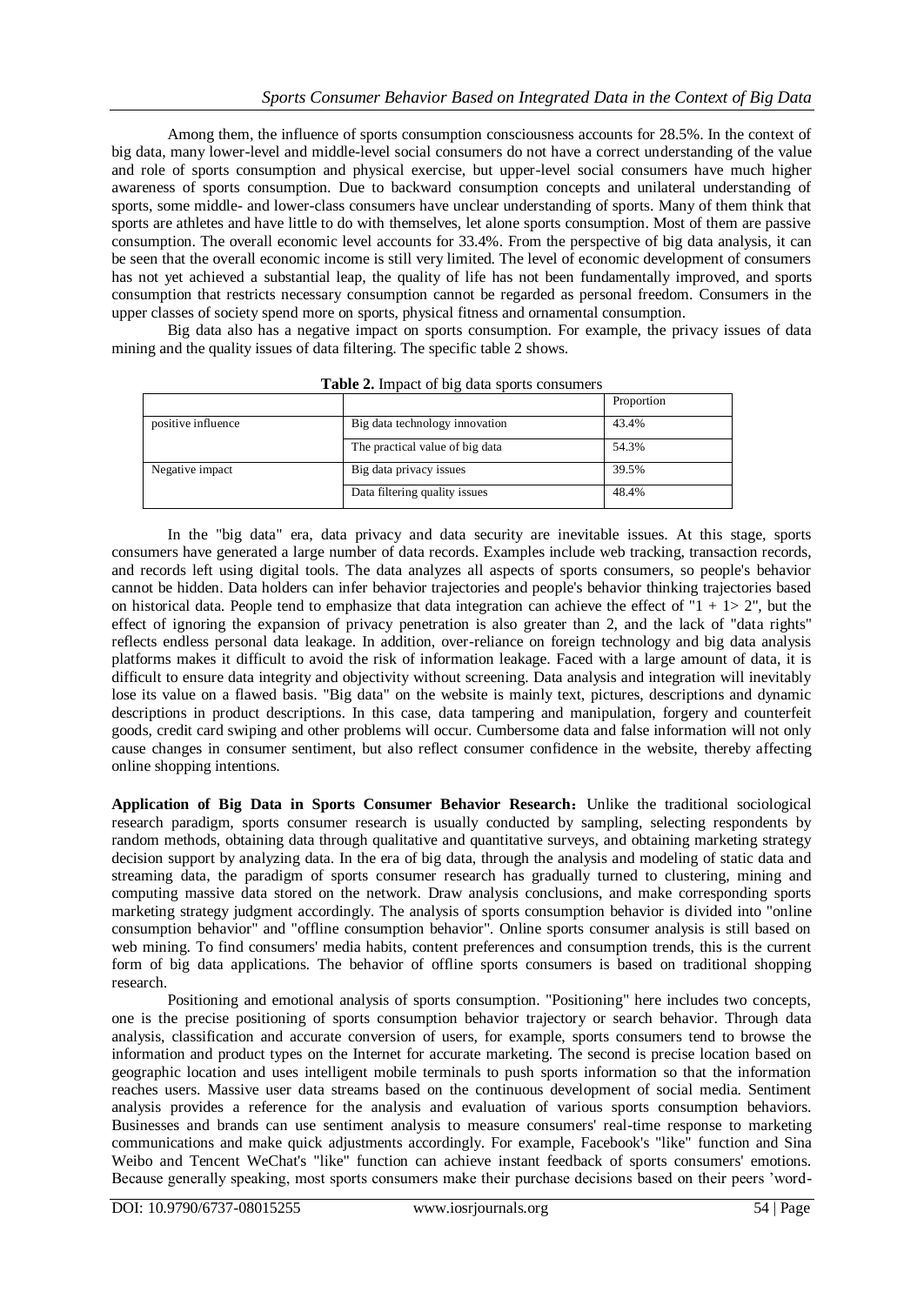Among them, the influence of sports consumption consciousness accounts for 28.5%. In the context of big data, many lower-level and middle-level social consumers do not have a correct understanding of the value and role of sports consumption and physical exercise, but upper-level social consumers have much higher awareness of sports consumption. Due to backward consumption concepts and unilateral understanding of sports, some middle- and lower-class consumers have unclear understanding of sports. Many of them think that sports are athletes and have little to do with themselves, let alone sports consumption. Most of them are passive consumption. The overall economic level accounts for 33.4%. From the perspective of big data analysis, it can be seen that the overall economic income is still very limited. The level of economic development of consumers has not yet achieved a substantial leap, the quality of life has not been fundamentally improved, and sports consumption that restricts necessary consumption cannot be regarded as personal freedom. Consumers in the upper classes of society spend more on sports, physical fitness and ornamental consumption.

Big data also has a negative impact on sports consumption. For example, the privacy issues of data mining and the quality issues of data filtering. The specific table 2 shows.

**Table 2.** Impact of big data sports consumers

| | | Proportion |
|---|---|---|
| positive influence | Big data technology innovation | 43.4% |
| | The practical value of big data | 54.3% |
| Negative impact | Big data privacy issues | 39.5% |
| | Data filtering quality issues | 48.4% |

In the "big data" era, data privacy and data security are inevitable issues. At this stage, sports consumers have generated a large number of data records. Examples include web tracking, transaction records, and records left using digital tools. The data analyzes all aspects of sports consumers, so people's behavior cannot be hidden. Data holders can infer behavior trajectories and people's behavior thinking trajectories based on historical data. People tend to emphasize that data integration can achieve the effect of "1 + 1> 2", but the effect of ignoring the expansion of privacy penetration is also greater than 2, and the lack of "data rights" reflects endless personal data leakage. In addition, over-reliance on foreign technology and big data analysis platforms makes it difficult to avoid the risk of information leakage. Faced with a large amount of data, it is difficult to ensure data integrity and objectivity without screening. Data analysis and integration will inevitably lose its value on a flawed basis. "Big data" on the website is mainly text, pictures, descriptions and dynamic descriptions in product descriptions. In this case, data tampering and manipulation, forgery and counterfeit goods, credit card swiping and other problems will occur. Cumbersome data and false information will not only cause changes in consumer sentiment, but also reflect consumer confidence in the website, thereby affecting online shopping intentions.

**Application of Big Data in Sports Consumer Behavior Research：** Unlike the traditional sociological research paradigm, sports consumer research is usually conducted by sampling, selecting respondents by random methods, obtaining data through qualitative and quantitative surveys, and obtaining marketing strategy decision support by analyzing data. In the era of big data, through the analysis and modeling of static data and streaming data, the paradigm of sports consumer research has gradually turned to clustering, mining and computing massive data stored on the network. Draw analysis conclusions, and make corresponding sports marketing strategy judgment accordingly. The analysis of sports consumption behavior is divided into "online consumption behavior" and "offline consumption behavior". Online sports consumer analysis is still based on web mining. To find consumers' media habits, content preferences and consumption trends, this is the current form of big data applications. The behavior of offline sports consumers is based on traditional shopping research.

Positioning and emotional analysis of sports consumption. "Positioning" here includes two concepts, one is the precise positioning of sports consumption behavior trajectory or search behavior. Through data analysis, classification and accurate conversion of users, for example, sports consumers tend to browse the information and product types on the Internet for accurate marketing. The second is precise location based on geographic location and uses intelligent mobile terminals to push sports information so that the information reaches users. Massive user data streams based on the continuous development of social media. Sentiment analysis provides a reference for the analysis and evaluation of various sports consumption behaviors. Businesses and brands can use sentiment analysis to measure consumers' real-time response to marketing communications and make quick adjustments accordingly. For example, Facebook's "like" function and Sina Weibo and Tencent WeChat's "like" function can achieve instant feedback of sports consumers' emotions. Because generally speaking, most sports consumers make their purchase decisions based on their peers 'word-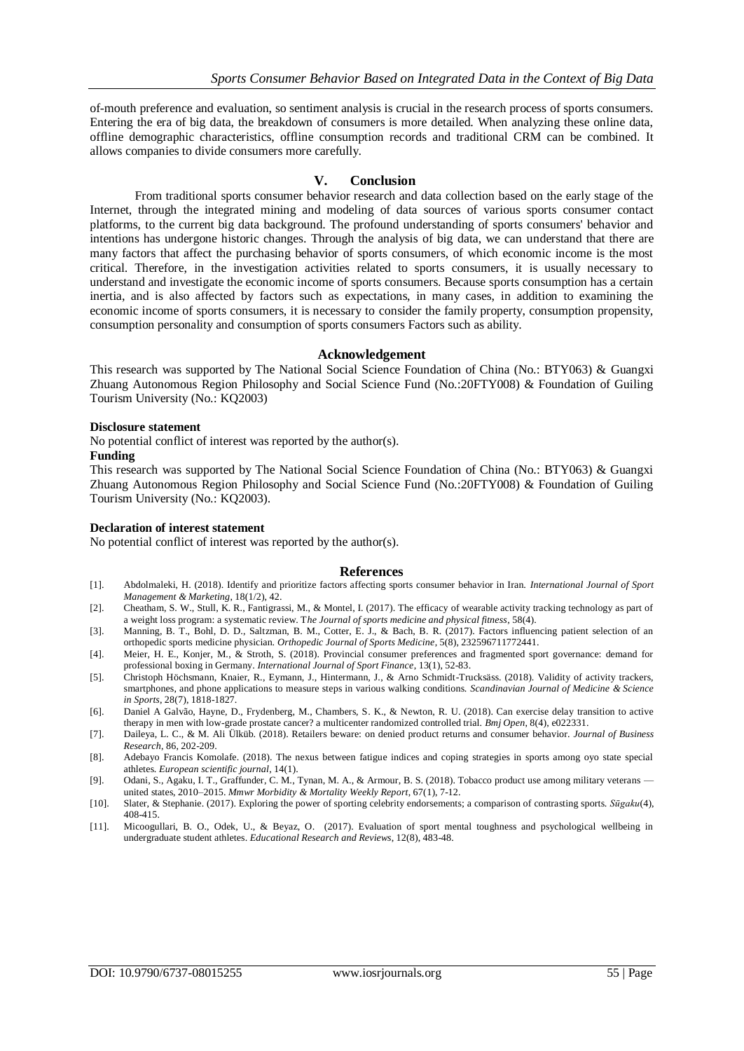of-mouth preference and evaluation, so sentiment analysis is crucial in the research process of sports consumers. Entering the era of big data, the breakdown of consumers is more detailed. When analyzing these online data, offline demographic characteristics, offline consumption records and traditional CRM can be combined. It allows companies to divide consumers more carefully.

## V. Conclusion

From traditional sports consumer behavior research and data collection based on the early stage of the Internet, through the integrated mining and modeling of data sources of various sports consumer contact platforms, to the current big data background. The profound understanding of sports consumers' behavior and intentions has undergone historic changes. Through the analysis of big data, we can understand that there are many factors that affect the purchasing behavior of sports consumers, of which economic income is the most critical. Therefore, in the investigation activities related to sports consumers, it is usually necessary to understand and investigate the economic income of sports consumers. Because sports consumption has a certain inertia, and is also affected by factors such as expectations, in many cases, in addition to examining the economic income of sports consumers, it is necessary to consider the family property, consumption propensity, consumption personality and consumption of sports consumers Factors such as ability.

## Acknowledgement

This research was supported by The National Social Science Foundation of China (No.: BTY063) & Guangxi Zhuang Autonomous Region Philosophy and Social Science Fund (No.:20FTY008) & Foundation of Guiling Tourism University (No.: KQ2003)

**Disclosure statement**

No potential conflict of interest was reported by the author(s).

**Funding**

This research was supported by The National Social Science Foundation of China (No.: BTY063) & Guangxi Zhuang Autonomous Region Philosophy and Social Science Fund (No.:20FTY008) & Foundation of Guiling Tourism University (No.: KQ2003).

**Declaration of interest statement**

No potential conflict of interest was reported by the author(s).

## References

[1]. Abdolmaleki, H. (2018). Identify and prioritize factors affecting sports consumer behavior in Iran. *International Journal of Sport Management & Marketing*, 18(1/2), 42.

[2]. Cheatham, S. W., Stull, K. R., Fantigrassi, M., & Montel, I. (2017). The efficacy of wearable activity tracking technology as part of a weight loss program: a systematic review. T*he Journal of sports medicine and physical fitness*, 58(4).

[3]. Manning, B. T., Bohl, D. D., Saltzman, B. M., Cotter, E. J., & Bach, B. R. (2017). Factors influencing patient selection of an orthopedic sports medicine physician. *Orthopedic Journal of Sports Medicine*, 5(8), 232596711772441.

[4]. Meier, H. E., Konjer, M., & Stroth, S. (2018). Provincial consumer preferences and fragmented sport governance: demand for professional boxing in Germany. *International Journal of Sport Finance*, 13(1), 52-83.

[5]. Christoph Höchsmann, Knaier, R., Eymann, J., Hintermann, J., & Arno Schmidt-Trucksäss. (2018). Validity of activity trackers, smartphones, and phone applications to measure steps in various walking conditions. *Scandinavian Journal of Medicine & Science in Sports*, 28(7), 1818-1827.

[6]. Daniel A Galvão, Hayne, D., Frydenberg, M., Chambers, S. K., & Newton, R. U. (2018). Can exercise delay transition to active therapy in men with low-grade prostate cancer? a multicenter randomized controlled trial. *Bmj Open*, 8(4), e022331.

[7]. Daileya, L. C., & M. Ali Ülküb. (2018). Retailers beware: on denied product returns and consumer behavior. *Journal of Business Research*, 86, 202-209.

[8]. Adebayo Francis Komolafe. (2018). The nexus between fatigue indices and coping strategies in sports among oyo state special athletes. *European scientific journal*, 14(1).

[9]. Odani, S., Agaku, I. T., Graffunder, C. M., Tynan, M. A., & Armour, B. S. (2018). Tobacco product use among military veterans — united states, 2010–2015. *Mmwr Morbidity & Mortality Weekly Report*, 67(1), 7-12.

[10]. Slater, & Stephanie. (2017). Exploring the power of sporting celebrity endorsements; a comparison of contrasting sports. *Sūgaku*(4), 408-415.

[11]. Micoogullari, B. O., Odek, U., & Beyaz, O. (2017). Evaluation of sport mental toughness and psychological wellbeing in undergraduate student athletes. *Educational Research and Reviews*, 12(8), 483-48.